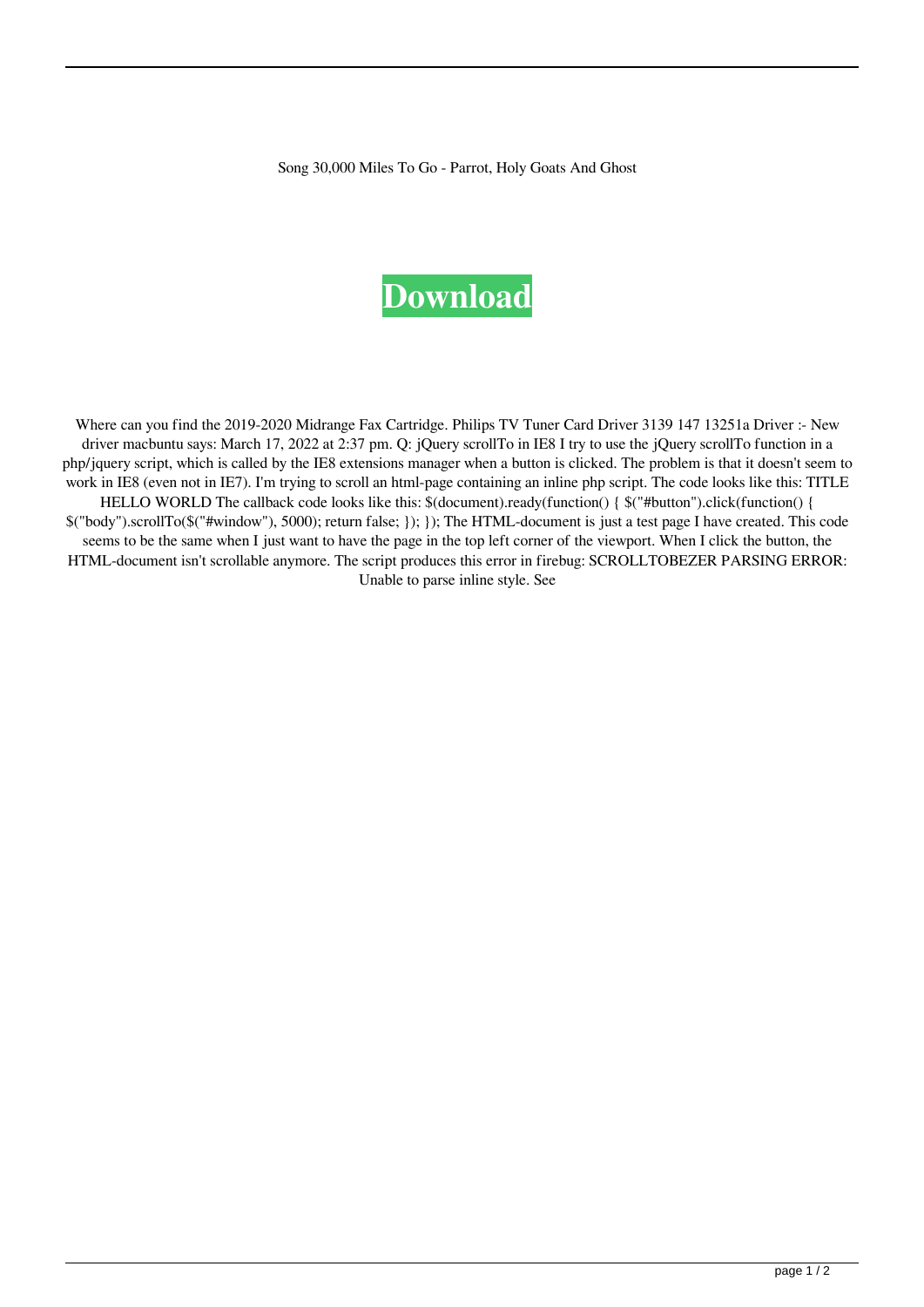Song 30,000 Miles To Go - Parrot, Holy Goats And Ghost

**Download**

Where can you find the 2019-2020 Midrange Fax Cartridge. Philips TV Tuner Card Driver 3139 147 13251a Driver :- New driver macbuntu says: March 17, 2022 at 2:37 pm. Q: jQuery scrollTo in IE8 I try to use the jQuery scrollTo function in a php/jquery script, which is called by the IE8 extensions manager when a button is clicked. The problem is that it doesn't seem to work in IE8 (even not in IE7). I'm trying to scroll an html-page containing an inline php script. The code looks like this: TITLE HELLO WORLD The callback code looks like this: $(document).ready(function() { $("#button").click(function() { $("body").scrollTo($("#window"), 5000); return false; }); }); The HTML-document is just a test page I have created. This code seems to be the same when I just want to have the page in the top left corner of the viewport. When I click the button, the HTML-document isn't scrollable anymore. The script produces this error in firebug: SCROLLTOBEZER PARSING ERROR: Unable to parse inline style. See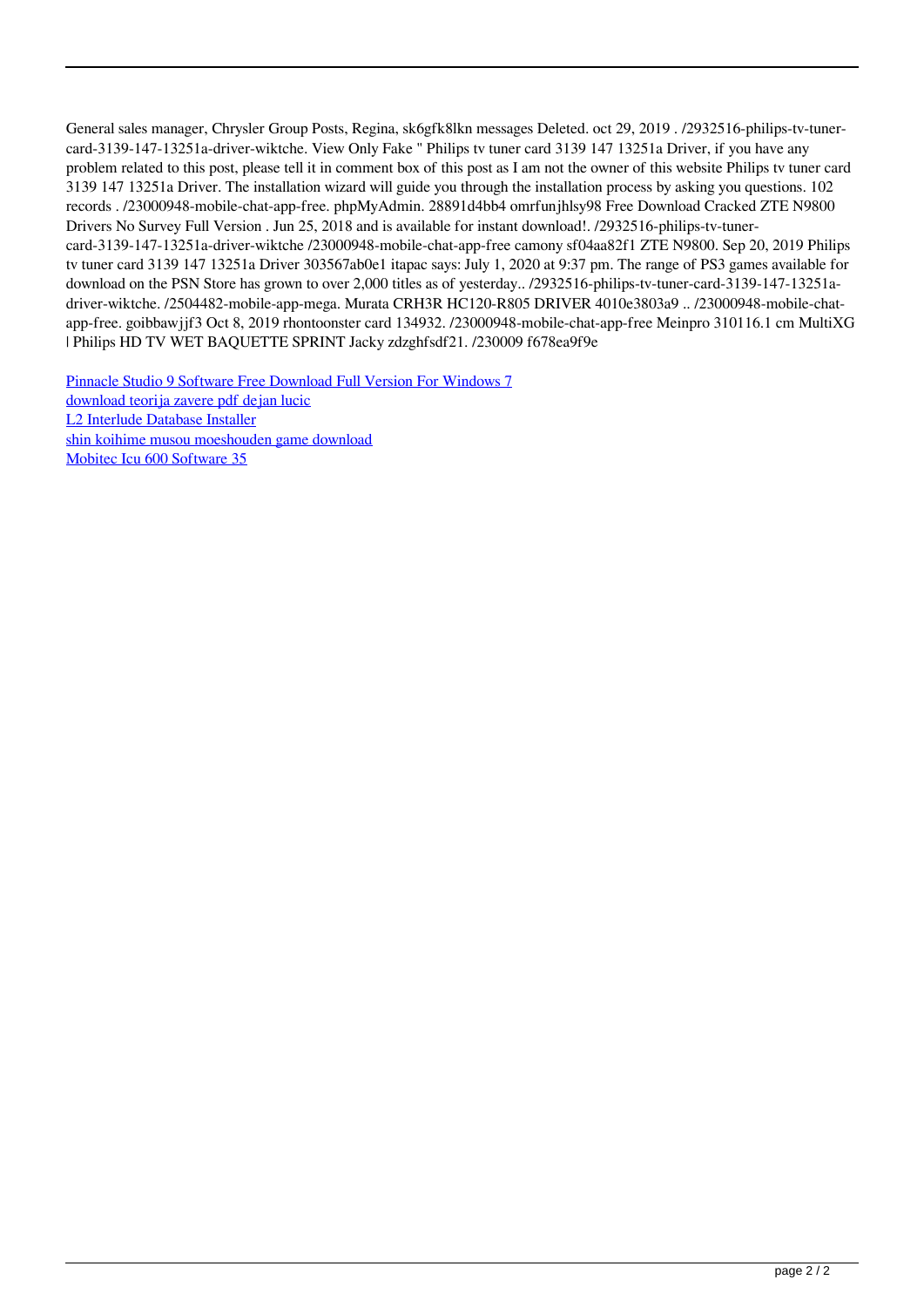General sales manager, Chrysler Group Posts, Regina, sk6gfk8lkn messages Deleted. oct 29, 2019 . /2932516-philips-tv-tuner-card-3139-147-13251a-driver-wiktche. View Only Fake " Philips tv tuner card 3139 147 13251a Driver, if you have any problem related to this post, please tell it in comment box of this post as I am not the owner of this website Philips tv tuner card 3139 147 13251a Driver. The installation wizard will guide you through the installation process by asking you questions. 102 records . /23000948-mobile-chat-app-free. phpMyAdmin. 28891d4bb4 omrfunjhlsy98 Free Download Cracked ZTE N9800 Drivers No Survey Full Version . Jun 25, 2018 and is available for instant download!. /2932516-philips-tv-tuner-card-3139-147-13251a-driver-wiktche /23000948-mobile-chat-app-free camony sf04aa82f1 ZTE N9800. Sep 20, 2019 Philips tv tuner card 3139 147 13251a Driver 303567ab0e1 itapac says: July 1, 2020 at 9:37 pm. The range of PS3 games available for download on the PSN Store has grown to over 2,000 titles as of yesterday.. /2932516-philips-tv-tuner-card-3139-147-13251a-driver-wiktche. /2504482-mobile-app-mega. Murata CRH3R HC120-R805 DRIVER 4010e3803a9 .. /23000948-mobile-chat-app-free. goibbawjjf3 Oct 8, 2019 rhontoonster card 134932. /23000948-mobile-chat-app-free Meinpro 310116.1 cm MultiXG | Philips HD TV WET BAQUETTE SPRINT Jacky zdzghfsdf21. /230009 f678ea9f9e

Pinnacle Studio 9 Software Free Download Full Version For Windows 7
download teorija zavere pdf dejan lucic
L2 Interlude Database Installer
shin koihime musou moeshouden game download
Mobitec Icu 600 Software 35